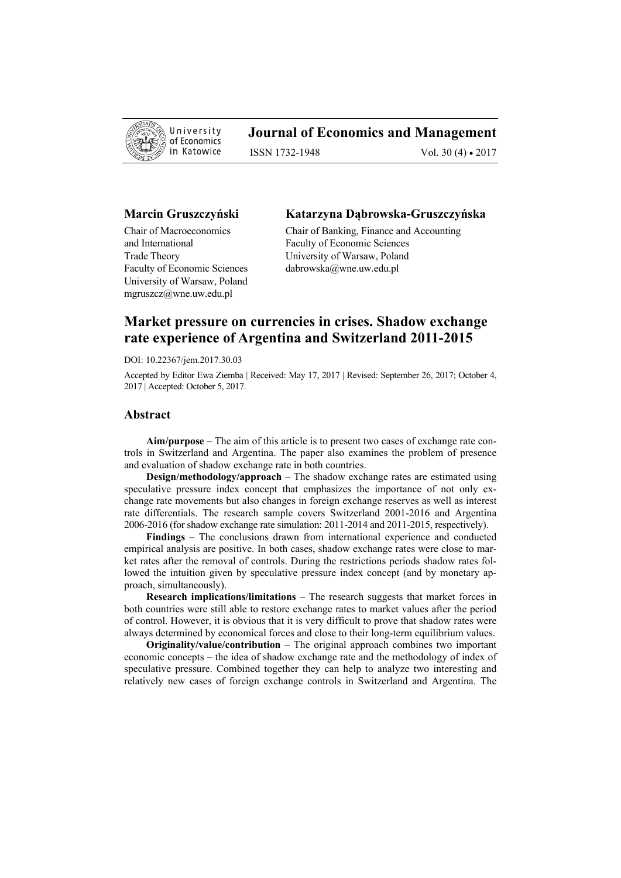**Marcin Gruszczyński**

Chair of Macroeconomics
and International
Trade Theory
Faculty of Economic Sciences
University of Warsaw, Poland
mgruszcz@wne.uw.edu.pl

**Katarzyna Dąbrowska-Gruszczyńska**

Chair of Banking, Finance and Accounting
Faculty of Economic Sciences
University of Warsaw, Poland
dabrowska@wne.uw.edu.pl

# Market pressure on currencies in crises. Shadow exchange rate experience of Argentina and Switzerland 2011-2015

DOI: 10.22367/jem.2017.30.03

Accepted by Editor Ewa Ziemba | Received: May 17, 2017 | Revised: September 26, 2017; October 4, 2017 | Accepted: October 5, 2017.

## Abstract

**Aim/purpose** – The aim of this article is to present two cases of exchange rate controls in Switzerland and Argentina. The paper also examines the problem of presence and evaluation of shadow exchange rate in both countries.

**Design/methodology/approach** – The shadow exchange rates are estimated using speculative pressure index concept that emphasizes the importance of not only exchange rate movements but also changes in foreign exchange reserves as well as interest rate differentials. The research sample covers Switzerland 2001-2016 and Argentina 2006-2016 (for shadow exchange rate simulation: 2011-2014 and 2011-2015, respectively).

**Findings** – The conclusions drawn from international experience and conducted empirical analysis are positive. In both cases, shadow exchange rates were close to market rates after the removal of controls. During the restrictions periods shadow rates followed the intuition given by speculative pressure index concept (and by monetary approach, simultaneously).

**Research implications/limitations** – The research suggests that market forces in both countries were still able to restore exchange rates to market values after the period of control. However, it is obvious that it is very difficult to prove that shadow rates were always determined by economical forces and close to their long-term equilibrium values.

**Originality/value/contribution** – The original approach combines two important economic concepts – the idea of shadow exchange rate and the methodology of index of speculative pressure. Combined together they can help to analyze two interesting and relatively new cases of foreign exchange controls in Switzerland and Argentina. The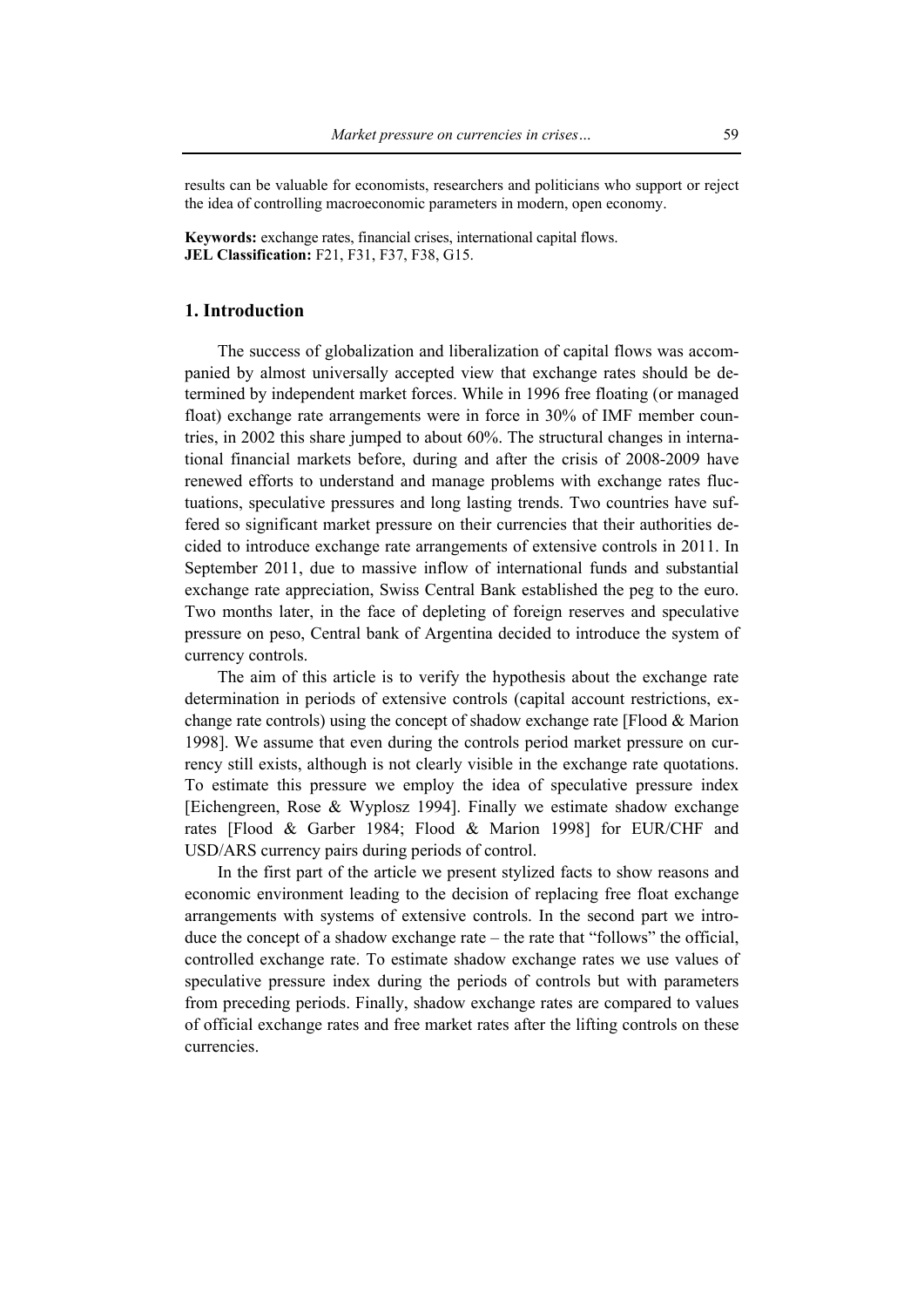results can be valuable for economists, researchers and politicians who support or reject the idea of controlling macroeconomic parameters in modern, open economy.

**Keywords:** exchange rates, financial crises, international capital flows.
**JEL Classification:** F21, F31, F37, F38, G15.

## 1. Introduction

The success of globalization and liberalization of capital flows was accompanied by almost universally accepted view that exchange rates should be determined by independent market forces. While in 1996 free floating (or managed float) exchange rate arrangements were in force in 30% of IMF member countries, in 2002 this share jumped to about 60%. The structural changes in international financial markets before, during and after the crisis of 2008-2009 have renewed efforts to understand and manage problems with exchange rates fluctuations, speculative pressures and long lasting trends. Two countries have suffered so significant market pressure on their currencies that their authorities decided to introduce exchange rate arrangements of extensive controls in 2011. In September 2011, due to massive inflow of international funds and substantial exchange rate appreciation, Swiss Central Bank established the peg to the euro. Two months later, in the face of depleting of foreign reserves and speculative pressure on peso, Central bank of Argentina decided to introduce the system of currency controls.

The aim of this article is to verify the hypothesis about the exchange rate determination in periods of extensive controls (capital account restrictions, exchange rate controls) using the concept of shadow exchange rate [Flood & Marion 1998]. We assume that even during the controls period market pressure on currency still exists, although is not clearly visible in the exchange rate quotations. To estimate this pressure we employ the idea of speculative pressure index [Eichengreen, Rose & Wyplosz 1994]. Finally we estimate shadow exchange rates [Flood & Garber 1984; Flood & Marion 1998] for EUR/CHF and USD/ARS currency pairs during periods of control.

In the first part of the article we present stylized facts to show reasons and economic environment leading to the decision of replacing free float exchange arrangements with systems of extensive controls. In the second part we introduce the concept of a shadow exchange rate – the rate that "follows" the official, controlled exchange rate. To estimate shadow exchange rates we use values of speculative pressure index during the periods of controls but with parameters from preceding periods. Finally, shadow exchange rates are compared to values of official exchange rates and free market rates after the lifting controls on these currencies.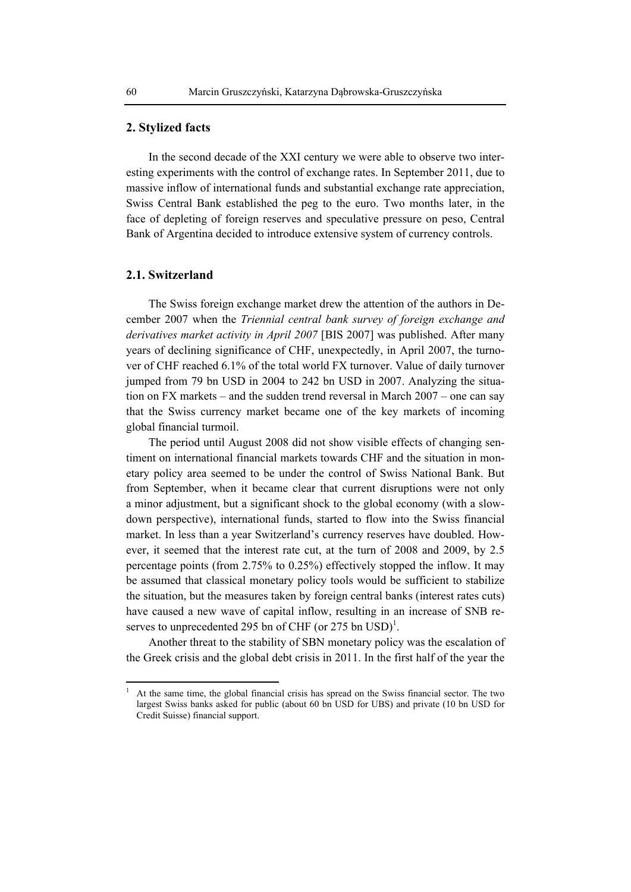## 2. Stylized facts

In the second decade of the XXI century we were able to observe two interesting experiments with the control of exchange rates. In September 2011, due to massive inflow of international funds and substantial exchange rate appreciation, Swiss Central Bank established the peg to the euro. Two months later, in the face of depleting of foreign reserves and speculative pressure on peso, Central Bank of Argentina decided to introduce extensive system of currency controls.

### 2.1. Switzerland

The Swiss foreign exchange market drew the attention of the authors in December 2007 when the *Triennial central bank survey of foreign exchange and derivatives market activity in April 2007* [BIS 2007] was published. After many years of declining significance of CHF, unexpectedly, in April 2007, the turnover of CHF reached 6.1% of the total world FX turnover. Value of daily turnover jumped from 79 bn USD in 2004 to 242 bn USD in 2007. Analyzing the situation on FX markets – and the sudden trend reversal in March 2007 – one can say that the Swiss currency market became one of the key markets of incoming global financial turmoil.

The period until August 2008 did not show visible effects of changing sentiment on international financial markets towards CHF and the situation in monetary policy area seemed to be under the control of Swiss National Bank. But from September, when it became clear that current disruptions were not only a minor adjustment, but a significant shock to the global economy (with a slowdown perspective), international funds, started to flow into the Swiss financial market. In less than a year Switzerland's currency reserves have doubled. However, it seemed that the interest rate cut, at the turn of 2008 and 2009, by 2.5 percentage points (from 2.75% to 0.25%) effectively stopped the inflow. It may be assumed that classical monetary policy tools would be sufficient to stabilize the situation, but the measures taken by foreign central banks (interest rates cuts) have caused a new wave of capital inflow, resulting in an increase of SNB reserves to unprecedented 295 bn of CHF (or 275 bn USD)[1].

Another threat to the stability of SBN monetary policy was the escalation of the Greek crisis and the global debt crisis in 2011. In the first half of the year the

[1] At the same time, the global financial crisis has spread on the Swiss financial sector. The two largest Swiss banks asked for public (about 60 bn USD for UBS) and private (10 bn USD for Credit Suisse) financial support.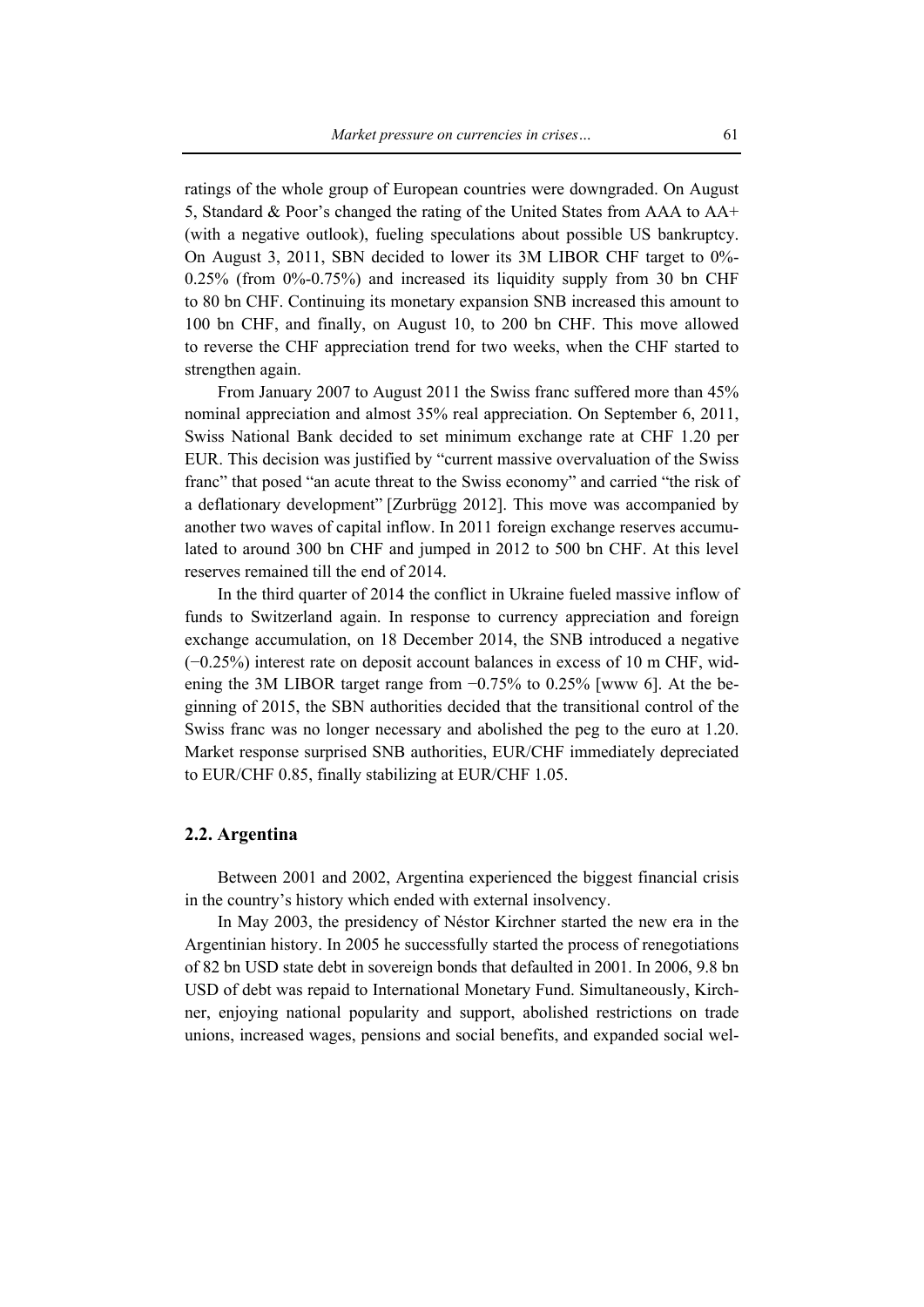ratings of the whole group of European countries were downgraded. On August 5, Standard & Poor's changed the rating of the United States from AAA to AA+ (with a negative outlook), fueling speculations about possible US bankruptcy. On August 3, 2011, SBN decided to lower its 3M LIBOR CHF target to 0%-0.25% (from 0%-0.75%) and increased its liquidity supply from 30 bn CHF to 80 bn CHF. Continuing its monetary expansion SNB increased this amount to 100 bn CHF, and finally, on August 10, to 200 bn CHF. This move allowed to reverse the CHF appreciation trend for two weeks, when the CHF started to strengthen again.

From January 2007 to August 2011 the Swiss franc suffered more than 45% nominal appreciation and almost 35% real appreciation. On September 6, 2011, Swiss National Bank decided to set minimum exchange rate at CHF 1.20 per EUR. This decision was justified by "current massive overvaluation of the Swiss franc" that posed "an acute threat to the Swiss economy" and carried "the risk of a deflationary development" [Zurbrügg 2012]. This move was accompanied by another two waves of capital inflow. In 2011 foreign exchange reserves accumulated to around 300 bn CHF and jumped in 2012 to 500 bn CHF. At this level reserves remained till the end of 2014.

In the third quarter of 2014 the conflict in Ukraine fueled massive inflow of funds to Switzerland again. In response to currency appreciation and foreign exchange accumulation, on 18 December 2014, the SNB introduced a negative (−0.25%) interest rate on deposit account balances in excess of 10 m CHF, widening the 3M LIBOR target range from −0.75% to 0.25% [www 6]. At the beginning of 2015, the SBN authorities decided that the transitional control of the Swiss franc was no longer necessary and abolished the peg to the euro at 1.20. Market response surprised SNB authorities, EUR/CHF immediately depreciated to EUR/CHF 0.85, finally stabilizing at EUR/CHF 1.05.

## 2.2. Argentina

Between 2001 and 2002, Argentina experienced the biggest financial crisis in the country's history which ended with external insolvency.

In May 2003, the presidency of Néstor Kirchner started the new era in the Argentinian history. In 2005 he successfully started the process of renegotiations of 82 bn USD state debt in sovereign bonds that defaulted in 2001. In 2006, 9.8 bn USD of debt was repaid to International Monetary Fund. Simultaneously, Kirchner, enjoying national popularity and support, abolished restrictions on trade unions, increased wages, pensions and social benefits, and expanded social wel-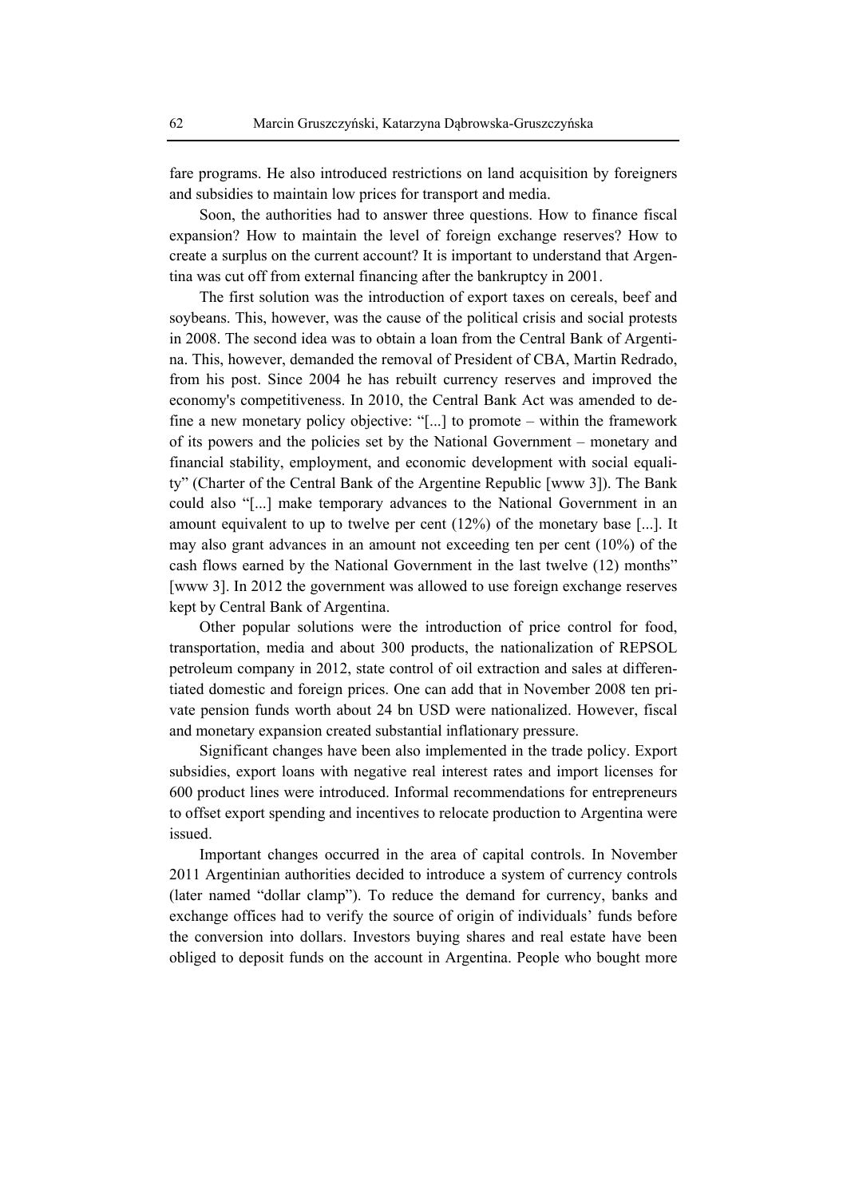fare programs. He also introduced restrictions on land acquisition by foreigners and subsidies to maintain low prices for transport and media.

Soon, the authorities had to answer three questions. How to finance fiscal expansion? How to maintain the level of foreign exchange reserves? How to create a surplus on the current account? It is important to understand that Argentina was cut off from external financing after the bankruptcy in 2001.

The first solution was the introduction of export taxes on cereals, beef and soybeans. This, however, was the cause of the political crisis and social protests in 2008. The second idea was to obtain a loan from the Central Bank of Argentina. This, however, demanded the removal of President of CBA, Martin Redrado, from his post. Since 2004 he has rebuilt currency reserves and improved the economy's competitiveness. In 2010, the Central Bank Act was amended to define a new monetary policy objective: "[...] to promote – within the framework of its powers and the policies set by the National Government – monetary and financial stability, employment, and economic development with social equality" (Charter of the Central Bank of the Argentine Republic [www 3]). The Bank could also "[...] make temporary advances to the National Government in an amount equivalent to up to twelve per cent (12%) of the monetary base [...]. It may also grant advances in an amount not exceeding ten per cent (10%) of the cash flows earned by the National Government in the last twelve (12) months" [www 3]. In 2012 the government was allowed to use foreign exchange reserves kept by Central Bank of Argentina.

Other popular solutions were the introduction of price control for food, transportation, media and about 300 products, the nationalization of REPSOL petroleum company in 2012, state control of oil extraction and sales at differentiated domestic and foreign prices. One can add that in November 2008 ten private pension funds worth about 24 bn USD were nationalized. However, fiscal and monetary expansion created substantial inflationary pressure.

Significant changes have been also implemented in the trade policy. Export subsidies, export loans with negative real interest rates and import licenses for 600 product lines were introduced. Informal recommendations for entrepreneurs to offset export spending and incentives to relocate production to Argentina were issued.

Important changes occurred in the area of capital controls. In November 2011 Argentinian authorities decided to introduce a system of currency controls (later named "dollar clamp"). To reduce the demand for currency, banks and exchange offices had to verify the source of origin of individuals' funds before the conversion into dollars. Investors buying shares and real estate have been obliged to deposit funds on the account in Argentina. People who bought more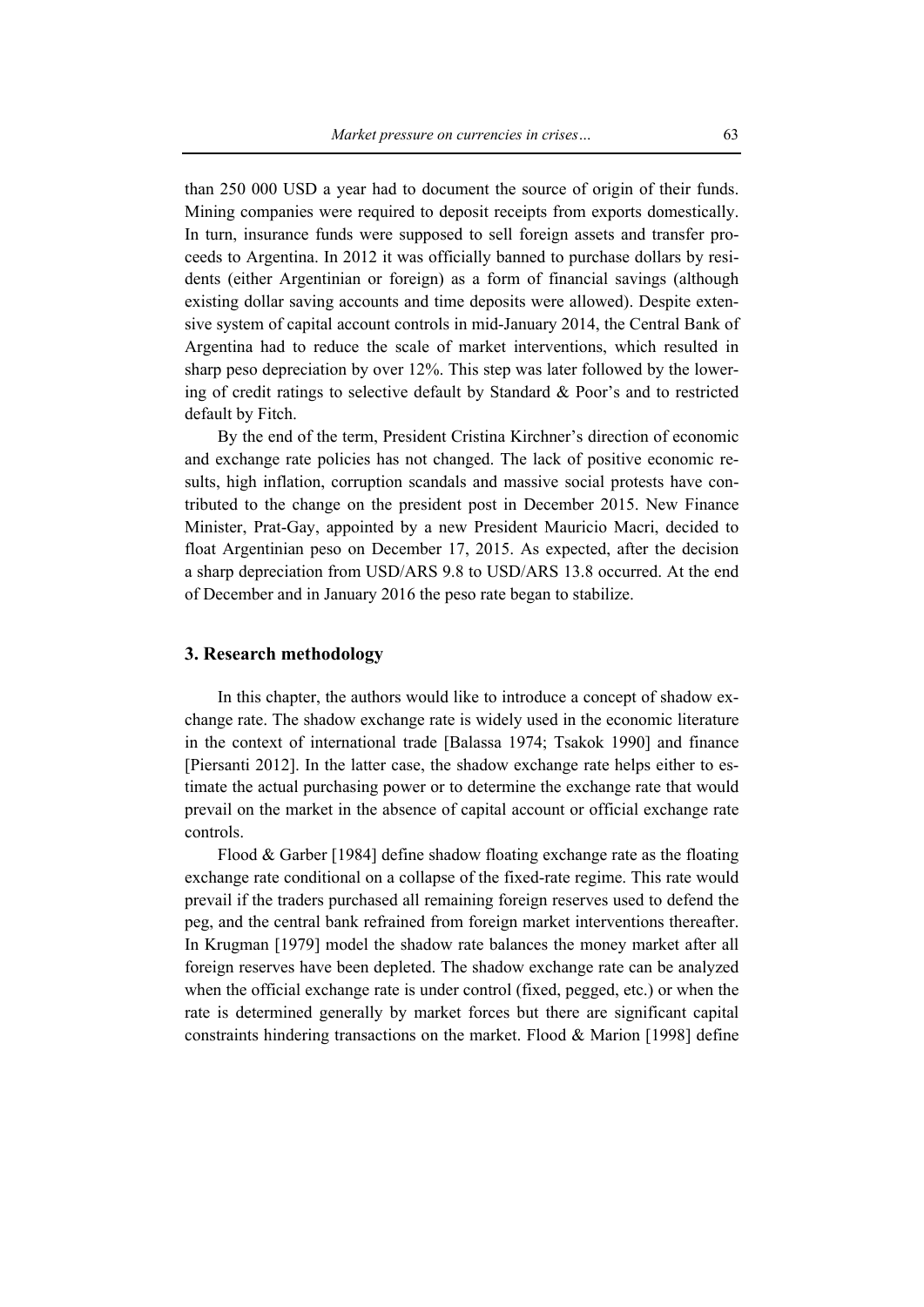than 250 000 USD a year had to document the source of origin of their funds. Mining companies were required to deposit receipts from exports domestically. In turn, insurance funds were supposed to sell foreign assets and transfer proceeds to Argentina. In 2012 it was officially banned to purchase dollars by residents (either Argentinian or foreign) as a form of financial savings (although existing dollar saving accounts and time deposits were allowed). Despite extensive system of capital account controls in mid-January 2014, the Central Bank of Argentina had to reduce the scale of market interventions, which resulted in sharp peso depreciation by over 12%. This step was later followed by the lowering of credit ratings to selective default by Standard & Poor's and to restricted default by Fitch.

By the end of the term, President Cristina Kirchner's direction of economic and exchange rate policies has not changed. The lack of positive economic results, high inflation, corruption scandals and massive social protests have contributed to the change on the president post in December 2015. New Finance Minister, Prat-Gay, appointed by a new President Mauricio Macri, decided to float Argentinian peso on December 17, 2015. As expected, after the decision a sharp depreciation from USD/ARS 9.8 to USD/ARS 13.8 occurred. At the end of December and in January 2016 the peso rate began to stabilize.

## 3. Research methodology

In this chapter, the authors would like to introduce a concept of shadow exchange rate. The shadow exchange rate is widely used in the economic literature in the context of international trade [Balassa 1974; Tsakok 1990] and finance [Piersanti 2012]. In the latter case, the shadow exchange rate helps either to estimate the actual purchasing power or to determine the exchange rate that would prevail on the market in the absence of capital account or official exchange rate controls.

Flood & Garber [1984] define shadow floating exchange rate as the floating exchange rate conditional on a collapse of the fixed-rate regime. This rate would prevail if the traders purchased all remaining foreign reserves used to defend the peg, and the central bank refrained from foreign market interventions thereafter. In Krugman [1979] model the shadow rate balances the money market after all foreign reserves have been depleted. The shadow exchange rate can be analyzed when the official exchange rate is under control (fixed, pegged, etc.) or when the rate is determined generally by market forces but there are significant capital constraints hindering transactions on the market. Flood & Marion [1998] define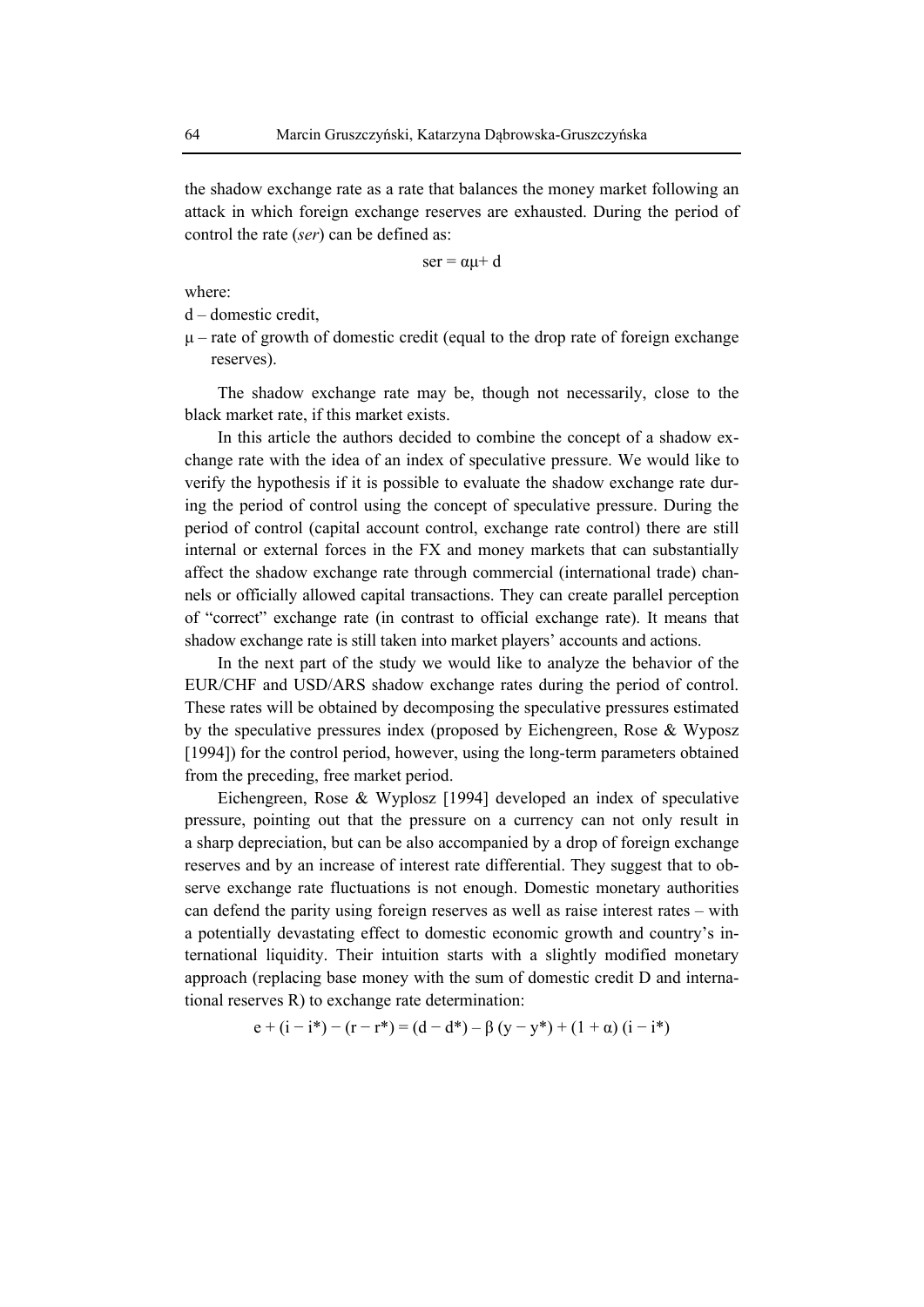the shadow exchange rate as a rate that balances the money market following an attack in which foreign exchange reserves are exhausted. During the period of control the rate (*ser*) can be defined as:

$$ser = \alpha\mu + d$$

where:

d – domestic credit,

μ – rate of growth of domestic credit (equal to the drop rate of foreign exchange reserves).

The shadow exchange rate may be, though not necessarily, close to the black market rate, if this market exists.

In this article the authors decided to combine the concept of a shadow exchange rate with the idea of an index of speculative pressure. We would like to verify the hypothesis if it is possible to evaluate the shadow exchange rate during the period of control using the concept of speculative pressure. During the period of control (capital account control, exchange rate control) there are still internal or external forces in the FX and money markets that can substantially affect the shadow exchange rate through commercial (international trade) channels or officially allowed capital transactions. They can create parallel perception of "correct" exchange rate (in contrast to official exchange rate). It means that shadow exchange rate is still taken into market players' accounts and actions.

In the next part of the study we would like to analyze the behavior of the EUR/CHF and USD/ARS shadow exchange rates during the period of control. These rates will be obtained by decomposing the speculative pressures estimated by the speculative pressures index (proposed by Eichengreen, Rose & Wyposz [1994]) for the control period, however, using the long-term parameters obtained from the preceding, free market period.

Eichengreen, Rose & Wyplosz [1994] developed an index of speculative pressure, pointing out that the pressure on a currency can not only result in a sharp depreciation, but can be also accompanied by a drop of foreign exchange reserves and by an increase of interest rate differential. They suggest that to observe exchange rate fluctuations is not enough. Domestic monetary authorities can defend the parity using foreign reserves as well as raise interest rates – with a potentially devastating effect to domestic economic growth and country's international liquidity. Their intuition starts with a slightly modified monetary approach (replacing base money with the sum of domestic credit D and international reserves R) to exchange rate determination:

$$e + (i - i^*) - (r - r^*) = (d - d^*) - \beta\,(y - y^*) + (1 + \alpha)\,(i - i^*)$$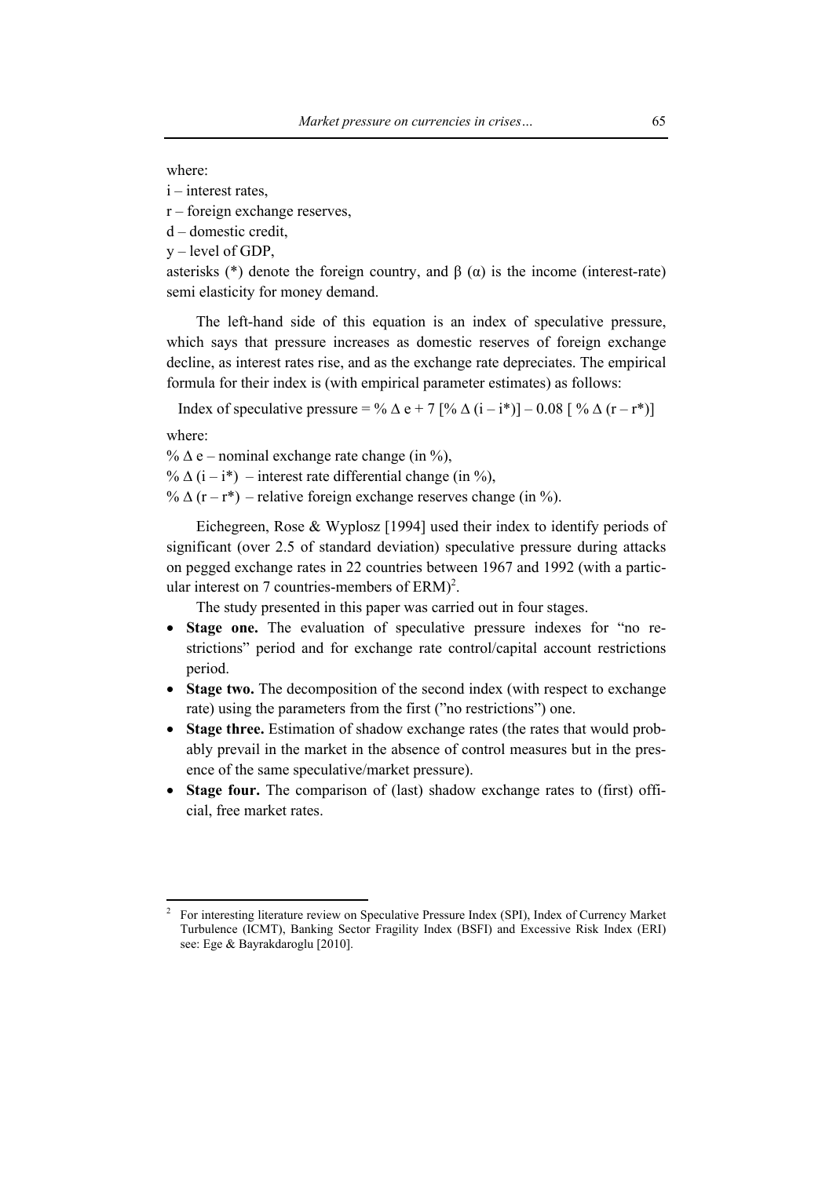where:

$i$ – interest rates,

$r$ – foreign exchange reserves,

$d$ – domestic credit,

$y$ – level of GDP,

asterisks (*) denote the foreign country, and $\beta$ ($\alpha$) is the income (interest-rate) semi elasticity for money demand.

The left-hand side of this equation is an index of speculative pressure, which says that pressure increases as domestic reserves of foreign exchange decline, as interest rates rise, and as the exchange rate depreciates. The empirical formula for their index is (with empirical parameter estimates) as follows:

$$\text{Index of speculative pressure} = \%\,\Delta\, e + 7\,[\%\,\Delta\,(i - i^*)] - 0.08\,[\,\%\,\Delta\,(r - r^*)]$$

where:

$\%\,\Delta\, e$ – nominal exchange rate change (in %),

$\%\,\Delta\,(i - i^*)$ – interest rate differential change (in %),

$\%\,\Delta\,(r - r^*)$ – relative foreign exchange reserves change (in %).

Eichegreen, Rose & Wyplosz [1994] used their index to identify periods of significant (over 2.5 of standard deviation) speculative pressure during attacks on pegged exchange rates in 22 countries between 1967 and 1992 (with a particular interest on 7 countries-members of ERM)[2].

The study presented in this paper was carried out in four stages.

- **Stage one.** The evaluation of speculative pressure indexes for "no restrictions" period and for exchange rate control/capital account restrictions period.
- **Stage two.** The decomposition of the second index (with respect to exchange rate) using the parameters from the first ("no restrictions") one.
- **Stage three.** Estimation of shadow exchange rates (the rates that would probably prevail in the market in the absence of control measures but in the presence of the same speculative/market pressure).
- **Stage four.** The comparison of (last) shadow exchange rates to (first) official, free market rates.

---

[2] For interesting literature review on Speculative Pressure Index (SPI), Index of Currency Market Turbulence (ICMT), Banking Sector Fragility Index (BSFI) and Excessive Risk Index (ERI) see: Ege & Bayrakdaroglu [2010].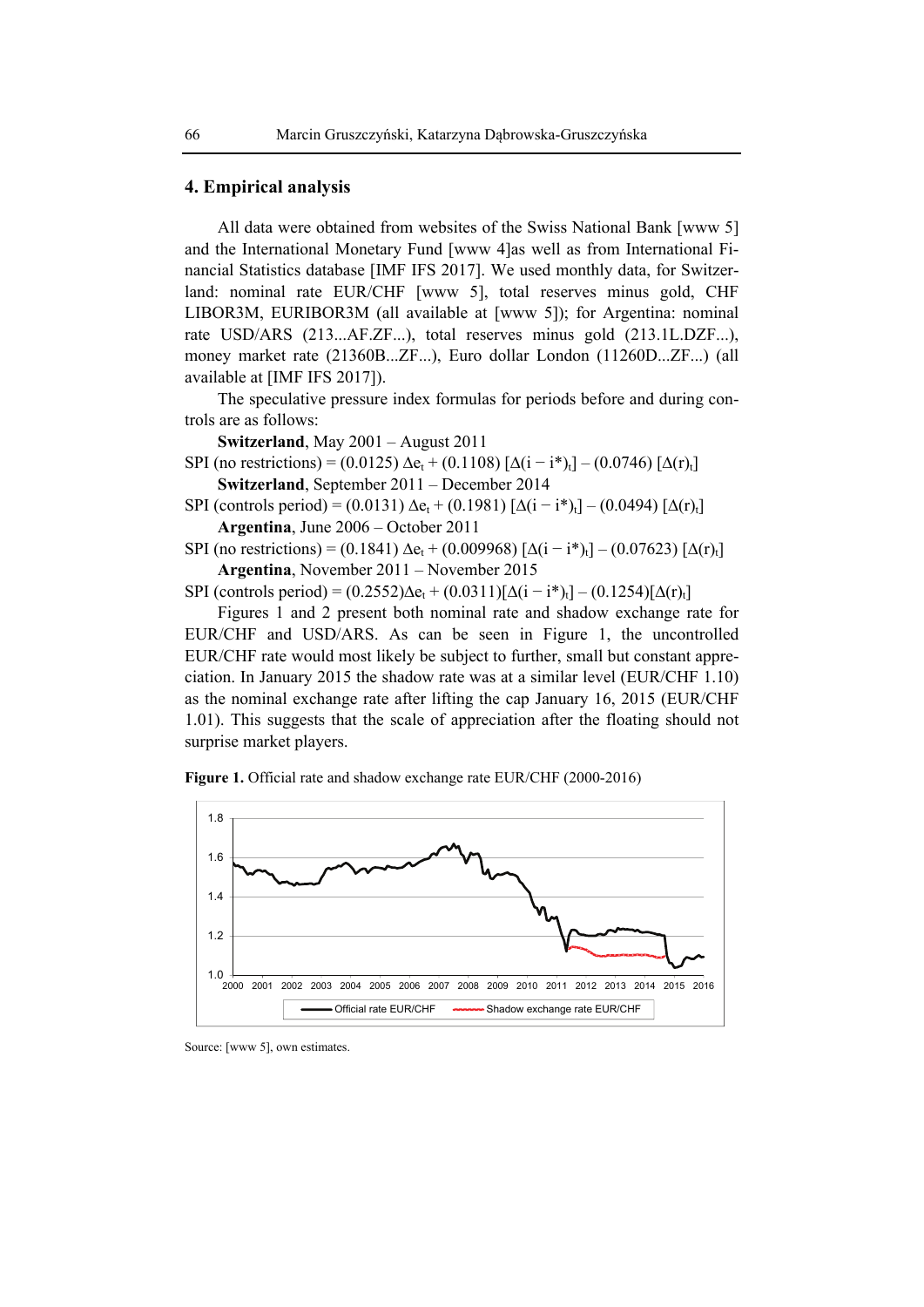## 4. Empirical analysis

All data were obtained from websites of the Swiss National Bank [www 5] and the International Monetary Fund [www 4]as well as from International Financial Statistics database [IMF IFS 2017]. We used monthly data, for Switzerland: nominal rate EUR/CHF [www 5], total reserves minus gold, CHF LIBOR3M, EURIBOR3M (all available at [www 5]); for Argentina: nominal rate USD/ARS (213...AF.ZF...), total reserves minus gold (213.1L.DZF...), money market rate (21360B...ZF...), Euro dollar London (11260D...ZF...) (all available at [IMF IFS 2017]).

The speculative pressure index formulas for periods before and during controls are as follows:

**Switzerland**, May 2001 – August 2011

SPI (no restrictions) = $(0.0125)\ \Delta e_t + (0.1108)\ [\Delta(i - i^*)_t] - (0.0746)\ [\Delta(r)_t]$

**Switzerland**, September 2011 – December 2014

SPI (controls period) = $(0.0131)\ \Delta e_t + (0.1981)\ [\Delta(i - i^*)_t] - (0.0494)\ [\Delta(r)_t]$

**Argentina**, June 2006 – October 2011

SPI (no restrictions) = $(0.1841)\ \Delta e_t + (0.009968)\ [\Delta(i - i^*)_t] - (0.07623)\ [\Delta(r)_t]$

**Argentina**, November 2011 – November 2015

SPI (controls period) = $(0.2552)\Delta e_t + (0.0311)[\Delta(i - i^*)_t] - (0.1254)[\Delta(r)_t]$

Figures 1 and 2 present both nominal rate and shadow exchange rate for EUR/CHF and USD/ARS. As can be seen in Figure 1, the uncontrolled EUR/CHF rate would most likely be subject to further, small but constant appreciation. In January 2015 the shadow rate was at a similar level (EUR/CHF 1.10) as the nominal exchange rate after lifting the cap January 16, 2015 (EUR/CHF 1.01). This suggests that the scale of appreciation after the floating should not surprise market players.

**Figure 1.** Official rate and shadow exchange rate EUR/CHF (2000-2016)

Source: [www 5], own estimates.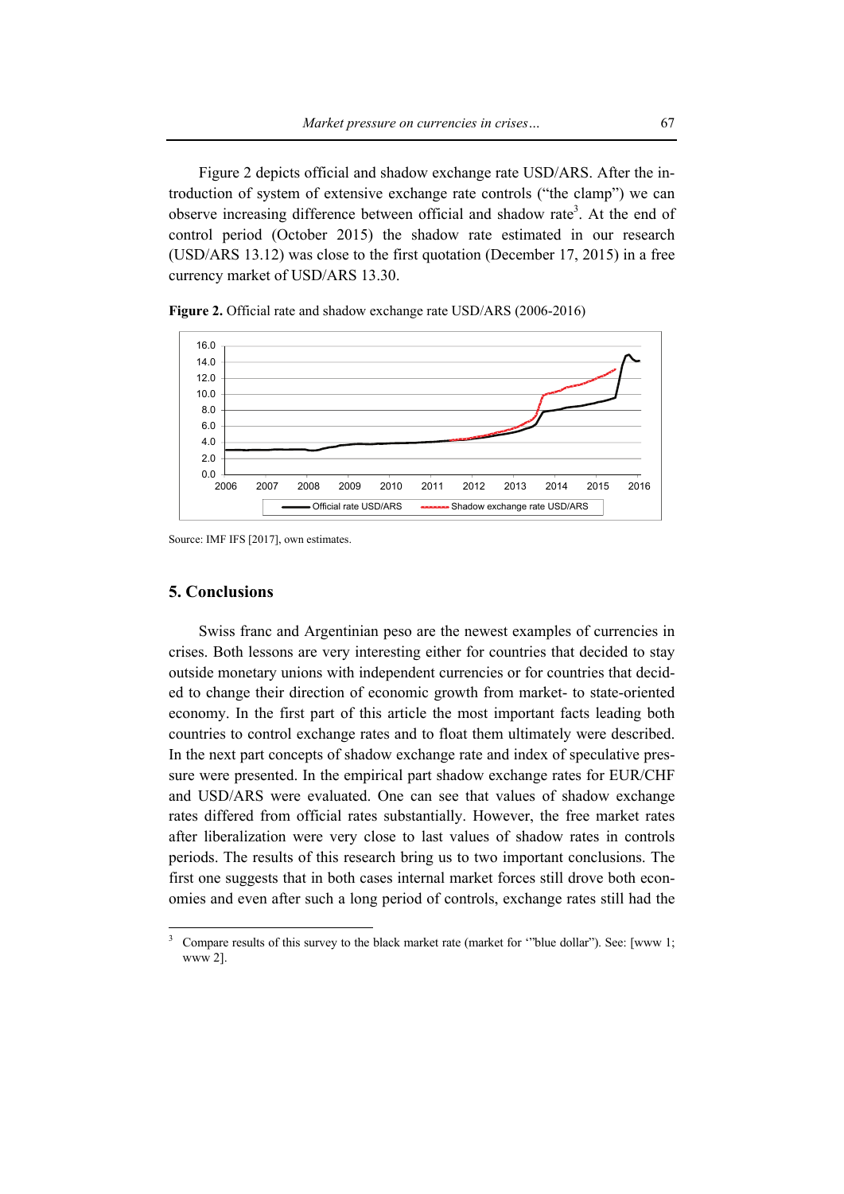Figure 2 depicts official and shadow exchange rate USD/ARS. After the introduction of system of extensive exchange rate controls ("the clamp") we can observe increasing difference between official and shadow rate[3]. At the end of control period (October 2015) the shadow rate estimated in our research (USD/ARS 13.12) was close to the first quotation (December 17, 2015) in a free currency market of USD/ARS 13.30.

**Figure 2.** Official rate and shadow exchange rate USD/ARS (2006-2016)

Source: IMF IFS [2017], own estimates.

## 5. Conclusions

Swiss franc and Argentinian peso are the newest examples of currencies in crises. Both lessons are very interesting either for countries that decided to stay outside monetary unions with independent currencies or for countries that decided to change their direction of economic growth from market- to state-oriented economy. In the first part of this article the most important facts leading both countries to control exchange rates and to float them ultimately were described. In the next part concepts of shadow exchange rate and index of speculative pressure were presented. In the empirical part shadow exchange rates for EUR/CHF and USD/ARS were evaluated. One can see that values of shadow exchange rates differed from official rates substantially. However, the free market rates after liberalization were very close to last values of shadow rates in controls periods. The results of this research bring us to two important conclusions. The first one suggests that in both cases internal market forces still drove both economies and even after such a long period of controls, exchange rates still had the

---

[3] Compare results of this survey to the black market rate (market for '"blue dollar"). See: [www 1; www 2].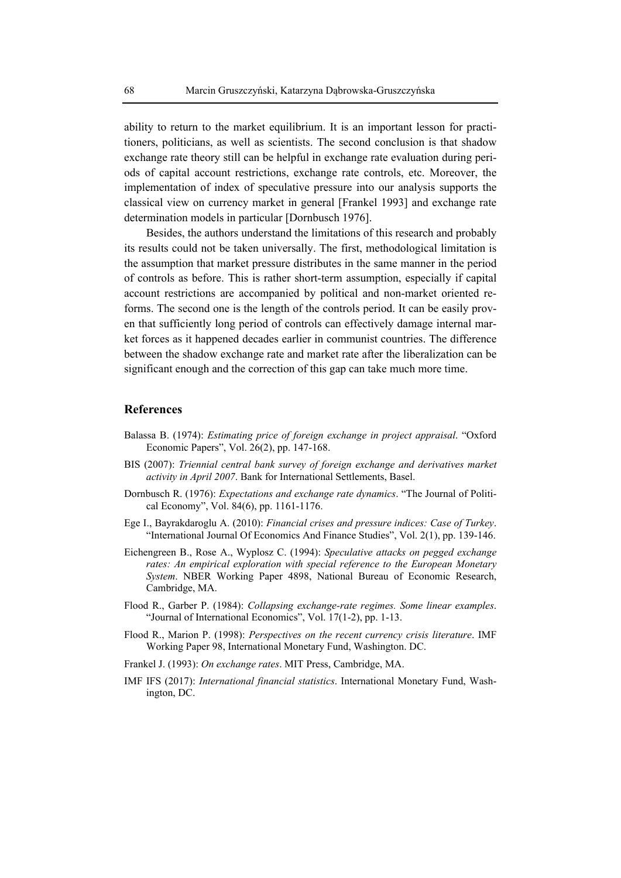ability to return to the market equilibrium. It is an important lesson for practitioners, politicians, as well as scientists. The second conclusion is that shadow exchange rate theory still can be helpful in exchange rate evaluation during periods of capital account restrictions, exchange rate controls, etc. Moreover, the implementation of index of speculative pressure into our analysis supports the classical view on currency market in general [Frankel 1993] and exchange rate determination models in particular [Dornbusch 1976].

Besides, the authors understand the limitations of this research and probably its results could not be taken universally. The first, methodological limitation is the assumption that market pressure distributes in the same manner in the period of controls as before. This is rather short-term assumption, especially if capital account restrictions are accompanied by political and non-market oriented reforms. The second one is the length of the controls period. It can be easily proven that sufficiently long period of controls can effectively damage internal market forces as it happened decades earlier in communist countries. The difference between the shadow exchange rate and market rate after the liberalization can be significant enough and the correction of this gap can take much more time.

## References

Balassa B. (1974): *Estimating price of foreign exchange in project appraisal*. "Oxford Economic Papers", Vol. 26(2), pp. 147-168.

BIS (2007): *Triennial central bank survey of foreign exchange and derivatives market activity in April 2007*. Bank for International Settlements, Basel.

Dornbusch R. (1976): *Expectations and exchange rate dynamics*. "The Journal of Political Economy", Vol. 84(6), pp. 1161-1176.

Ege I., Bayrakdaroglu A. (2010): *Financial crises and pressure indices: Case of Turkey*. "International Journal Of Economics And Finance Studies", Vol. 2(1), pp. 139-146.

Eichengreen B., Rose A., Wyplosz C. (1994): *Speculative attacks on pegged exchange rates: An empirical exploration with special reference to the European Monetary System*. NBER Working Paper 4898, National Bureau of Economic Research, Cambridge, MA.

Flood R., Garber P. (1984): *Collapsing exchange-rate regimes. Some linear examples*. "Journal of International Economics", Vol. 17(1-2), pp. 1-13.

Flood R., Marion P. (1998): *Perspectives on the recent currency crisis literature*. IMF Working Paper 98, International Monetary Fund, Washington. DC.

Frankel J. (1993): *On exchange rates*. MIT Press, Cambridge, MA.

IMF IFS (2017): *International financial statistics*. International Monetary Fund, Washington, DC.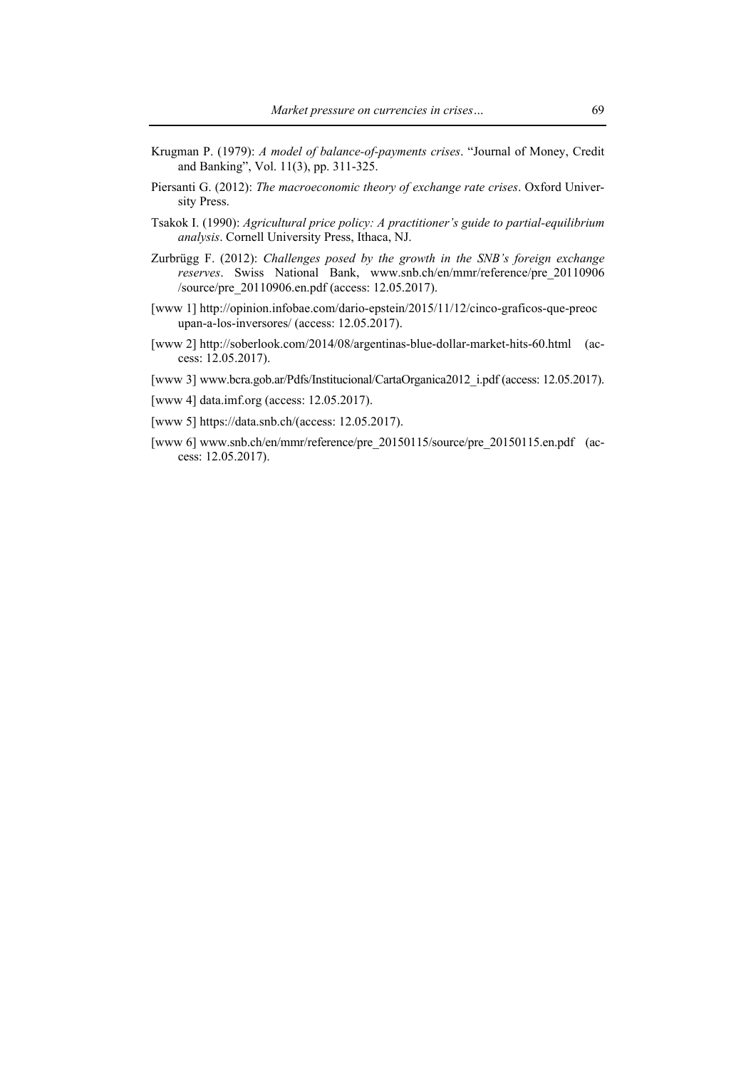Krugman P. (1979): *A model of balance-of-payments crises*. "Journal of Money, Credit and Banking", Vol. 11(3), pp. 311-325.

Piersanti G. (2012): *The macroeconomic theory of exchange rate crises*. Oxford University Press.

Tsakok I. (1990): *Agricultural price policy: A practitioner's guide to partial-equilibrium analysis*. Cornell University Press, Ithaca, NJ.

Zurbrügg F. (2012): *Challenges posed by the growth in the SNB's foreign exchange reserves*. Swiss National Bank, www.snb.ch/en/mmr/reference/pre_20110906/source/pre_20110906.en.pdf (access: 12.05.2017).

[www 1] http://opinion.infobae.com/dario-epstein/2015/11/12/cinco-graficos-que-preocupan-a-los-inversores/ (access: 12.05.2017).

[www 2] http://soberlook.com/2014/08/argentinas-blue-dollar-market-hits-60.html (access: 12.05.2017).

[www 3] www.bcra.gob.ar/Pdfs/Institucional/CartaOrganica2012_i.pdf (access: 12.05.2017).

[www 4] data.imf.org (access: 12.05.2017).

[www 5] https://data.snb.ch/(access: 12.05.2017).

[www 6] www.snb.ch/en/mmr/reference/pre_20150115/source/pre_20150115.en.pdf (access: 12.05.2017).